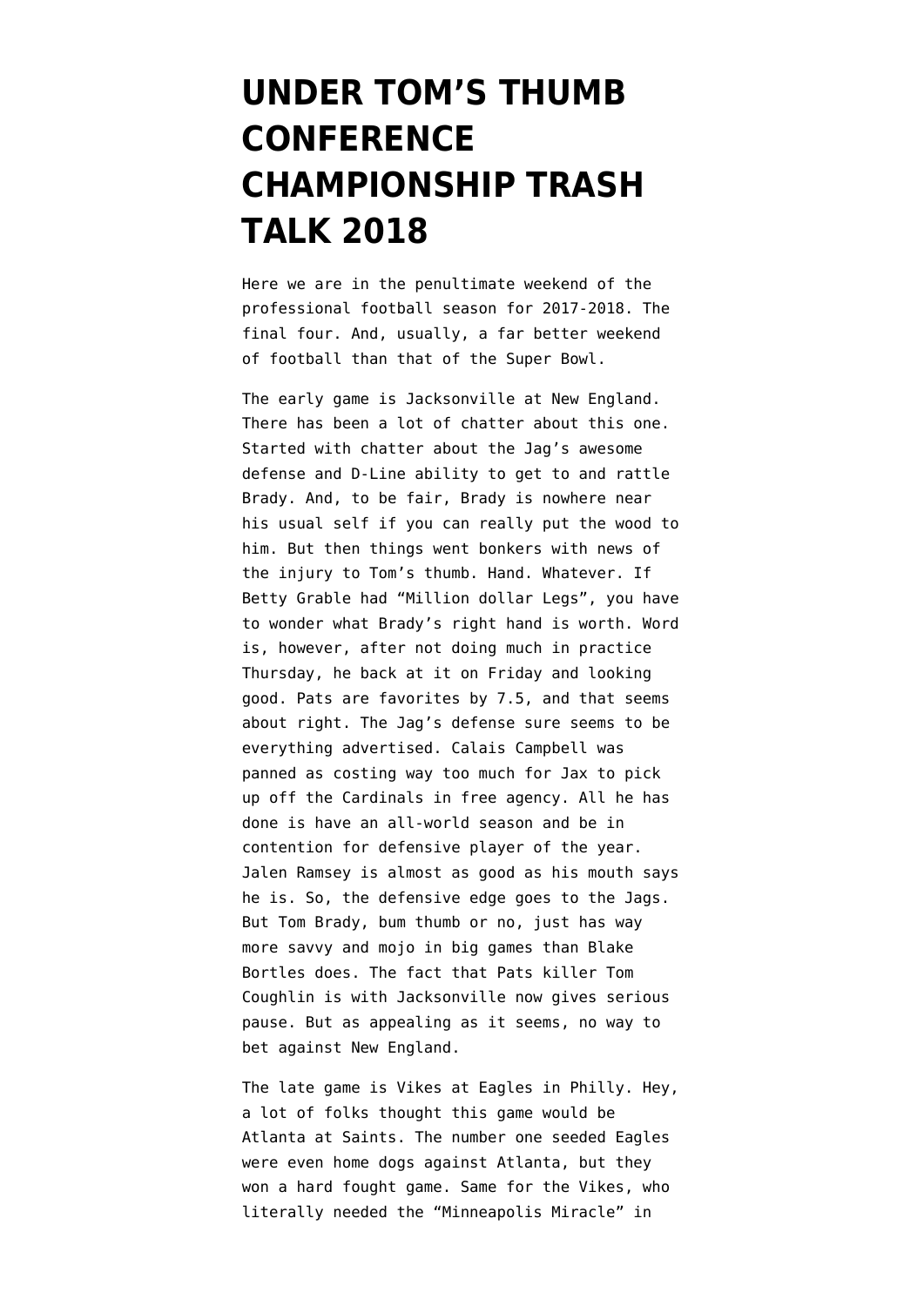# UNDER TOM'S THUMB CONFERENCE CHAMPIONSHIP TRASH TALK 2018

Here we are in the penultimate weekend of the professional football season for 2017-2018. The final four. And, usually, a far better weekend of football than that of the Super Bowl.

The early game is Jacksonville at New England. There has been a lot of chatter about this one. Started with chatter about the Jag's awesome defense and D-Line ability to get to and rattle Brady. And, to be fair, Brady is nowhere near his usual self if you can really put the wood to him. But then things went bonkers with news of the injury to Tom's thumb. Hand. Whatever. If Betty Grable had "Million dollar Legs", you have to wonder what Brady's right hand is worth. Word is, however, after not doing much in practice Thursday, he back at it on Friday and looking good. Pats are favorites by 7.5, and that seems about right. The Jag's defense sure seems to be everything advertised. Calais Campbell was panned as costing way too much for Jax to pick up off the Cardinals in free agency. All he has done is have an all-world season and be in contention for defensive player of the year. Jalen Ramsey is almost as good as his mouth says he is. So, the defensive edge goes to the Jags. But Tom Brady, bum thumb or no, just has way more savvy and mojo in big games than Blake Bortles does. The fact that Pats killer Tom Coughlin is with Jacksonville now gives serious pause. But as appealing as it seems, no way to bet against New England.

The late game is Vikes at Eagles in Philly. Hey, a lot of folks thought this game would be Atlanta at Saints. The number one seeded Eagles were even home dogs against Atlanta, but they won a hard fought game. Same for the Vikes, who literally needed the "Minneapolis Miracle" in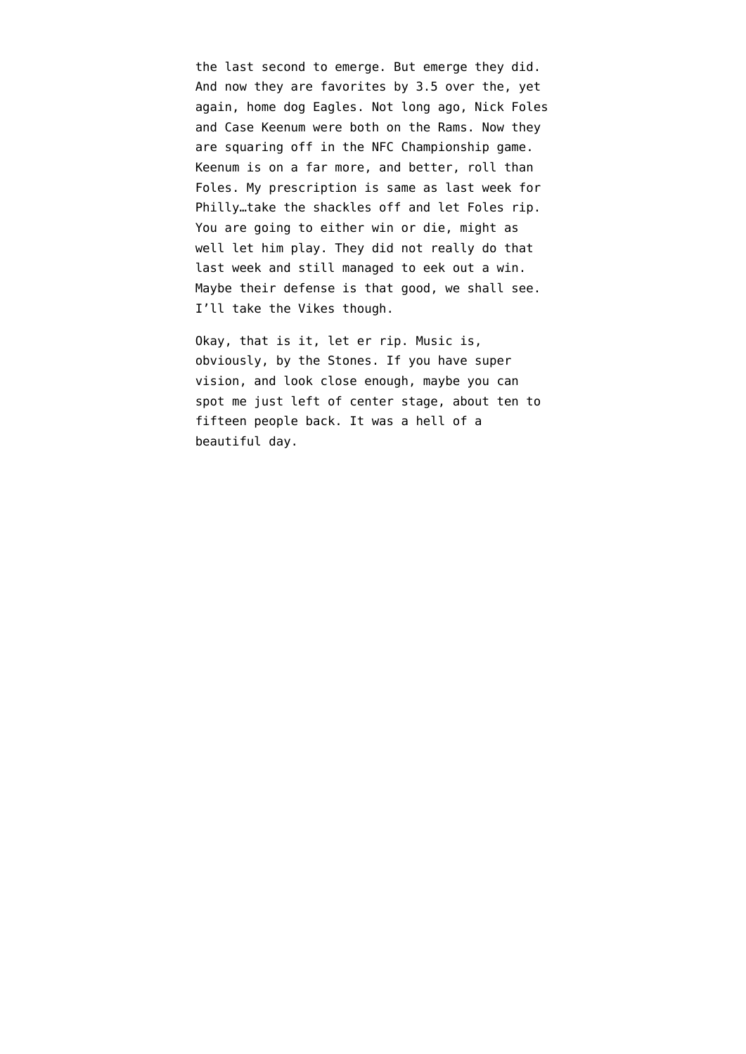the last second to emerge. But emerge they did. And now they are favorites by 3.5 over the, yet again, home dog Eagles. Not long ago, Nick Foles and Case Keenum were both on the Rams. Now they are squaring off in the NFC Championship game. Keenum is on a far more, and better, roll than Foles. My prescription is same as last week for Philly…take the shackles off and let Foles rip. You are going to either win or die, might as well let him play. They did not really do that last week and still managed to eek out a win. Maybe their defense is that good, we shall see. I'll take the Vikes though.

Okay, that is it, let er rip. Music is, obviously, by the Stones. If you have super vision, and look close enough, maybe you can spot me just left of center stage, about ten to fifteen people back. It was a hell of a beautiful day.